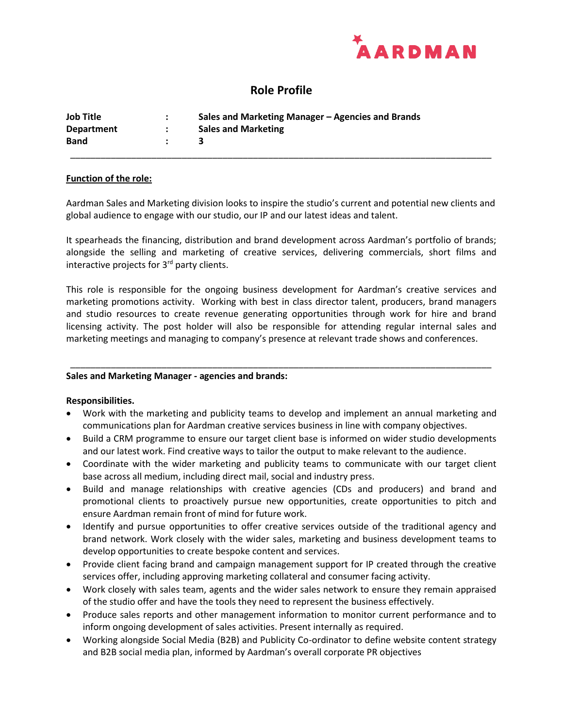AARDMAN

# Role Profile

| | | |
|---|---|---|
| **Job Title** | : | **Sales and Marketing Manager – Agencies and Brands** |
| **Department** | : | **Sales and Marketing** |
| **Band** | : | **3** |

---

**<u>Function of the role:</u>**

Aardman Sales and Marketing division looks to inspire the studio's current and potential new clients and global audience to engage with our studio, our IP and our latest ideas and talent.

It spearheads the financing, distribution and brand development across Aardman's portfolio of brands; alongside the selling and marketing of creative services, delivering commercials, short films and interactive projects for 3rd party clients.

This role is responsible for the ongoing business development for Aardman's creative services and marketing promotions activity. Working with best in class director talent, producers, brand managers and studio resources to create revenue generating opportunities through work for hire and brand licensing activity. The post holder will also be responsible for attending regular internal sales and marketing meetings and managing to company's presence at relevant trade shows and conferences.

---

**Sales and Marketing Manager - agencies and brands:**

**Responsibilities.**

- Work with the marketing and publicity teams to develop and implement an annual marketing and communications plan for Aardman creative services business in line with company objectives.
- Build a CRM programme to ensure our target client base is informed on wider studio developments and our latest work. Find creative ways to tailor the output to make relevant to the audience.
- Coordinate with the wider marketing and publicity teams to communicate with our target client base across all medium, including direct mail, social and industry press.
- Build and manage relationships with creative agencies (CDs and producers) and brand and promotional clients to proactively pursue new opportunities, create opportunities to pitch and ensure Aardman remain front of mind for future work.
- Identify and pursue opportunities to offer creative services outside of the traditional agency and brand network. Work closely with the wider sales, marketing and business development teams to develop opportunities to create bespoke content and services.
- Provide client facing brand and campaign management support for IP created through the creative services offer, including approving marketing collateral and consumer facing activity.
- Work closely with sales team, agents and the wider sales network to ensure they remain appraised of the studio offer and have the tools they need to represent the business effectively.
- Produce sales reports and other management information to monitor current performance and to inform ongoing development of sales activities. Present internally as required.
- Working alongside Social Media (B2B) and Publicity Co-ordinator to define website content strategy and B2B social media plan, informed by Aardman's overall corporate PR objectives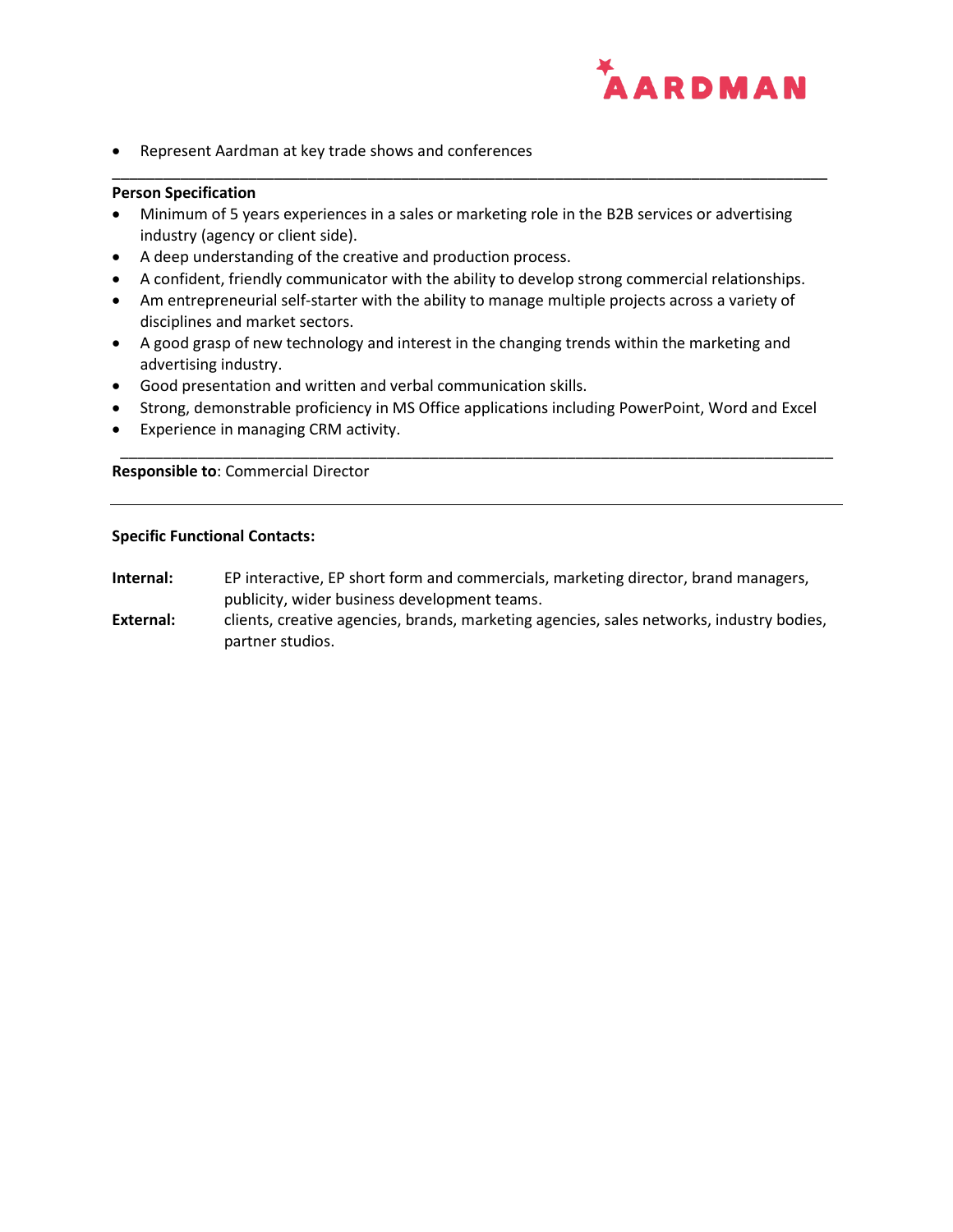- Represent Aardman at key trade shows and conferences

---

**Person Specification**

- Minimum of 5 years experiences in a sales or marketing role in the B2B services or advertising industry (agency or client side).
- A deep understanding of the creative and production process.
- A confident, friendly communicator with the ability to develop strong commercial relationships.
- Am entrepreneurial self-starter with the ability to manage multiple projects across a variety of disciplines and market sectors.
- A good grasp of new technology and interest in the changing trends within the marketing and advertising industry.
- Good presentation and written and verbal communication skills.
- Strong, demonstrable proficiency in MS Office applications including PowerPoint, Word and Excel
- Experience in managing CRM activity.

---

**Responsible to**: Commercial Director

---

**Specific Functional Contacts:**

**Internal:** EP interactive, EP short form and commercials, marketing director, brand managers, publicity, wider business development teams.

**External:** clients, creative agencies, brands, marketing agencies, sales networks, industry bodies, partner studios.